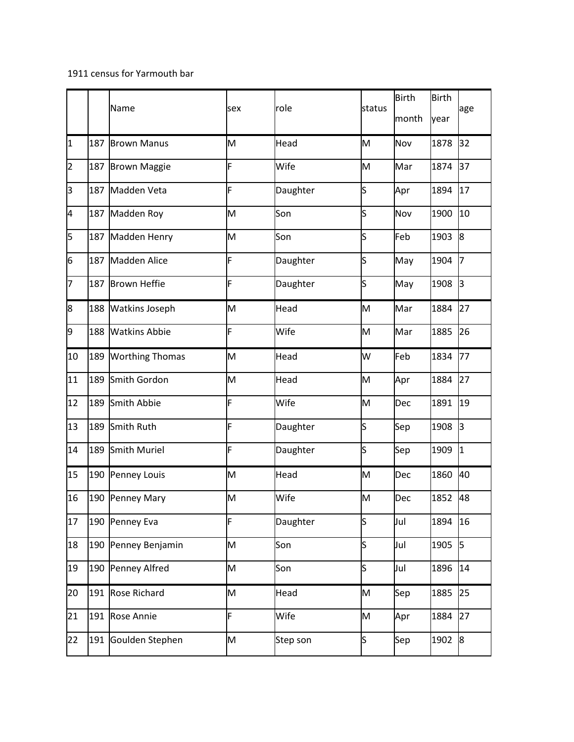1911 census for Yarmouth bar

| | | Name | sex | role | status | Birth month | Birth year | age |
|---|---|---|---|---|---|---|---|---|
| 1 | 187 | Brown Manus | M | Head | M | Nov | 1878 | 32 |
| 2 | 187 | Brown Maggie | F | Wife | M | Mar | 1874 | 37 |
| 3 | 187 | Madden Veta | F | Daughter | S | Apr | 1894 | 17 |
| 4 | 187 | Madden Roy | M | Son | S | Nov | 1900 | 10 |
| 5 | 187 | Madden Henry | M | Son | S | Feb | 1903 | 8 |
| 6 | 187 | Madden Alice | F | Daughter | S | May | 1904 | 7 |
| 7 | 187 | Brown Heffie | F | Daughter | S | May | 1908 | 3 |
| 8 | 188 | Watkins Joseph | M | Head | M | Mar | 1884 | 27 |
| 9 | 188 | Watkins Abbie | F | Wife | M | Mar | 1885 | 26 |
| 10 | 189 | Worthing Thomas | M | Head | W | Feb | 1834 | 77 |
| 11 | 189 | Smith Gordon | M | Head | M | Apr | 1884 | 27 |
| 12 | 189 | Smith Abbie | F | Wife | M | Dec | 1891 | 19 |
| 13 | 189 | Smith Ruth | F | Daughter | S | Sep | 1908 | 3 |
| 14 | 189 | Smith Muriel | F | Daughter | S | Sep | 1909 | 1 |
| 15 | 190 | Penney Louis | M | Head | M | Dec | 1860 | 40 |
| 16 | 190 | Penney Mary | M | Wife | M | Dec | 1852 | 48 |
| 17 | 190 | Penney Eva | F | Daughter | S | Jul | 1894 | 16 |
| 18 | 190 | Penney Benjamin | M | Son | S | Jul | 1905 | 5 |
| 19 | 190 | Penney Alfred | M | Son | S | Jul | 1896 | 14 |
| 20 | 191 | Rose Richard | M | Head | M | Sep | 1885 | 25 |
| 21 | 191 | Rose Annie | F | Wife | M | Apr | 1884 | 27 |
| 22 | 191 | Goulden Stephen | M | Step son | S | Sep | 1902 | 8 |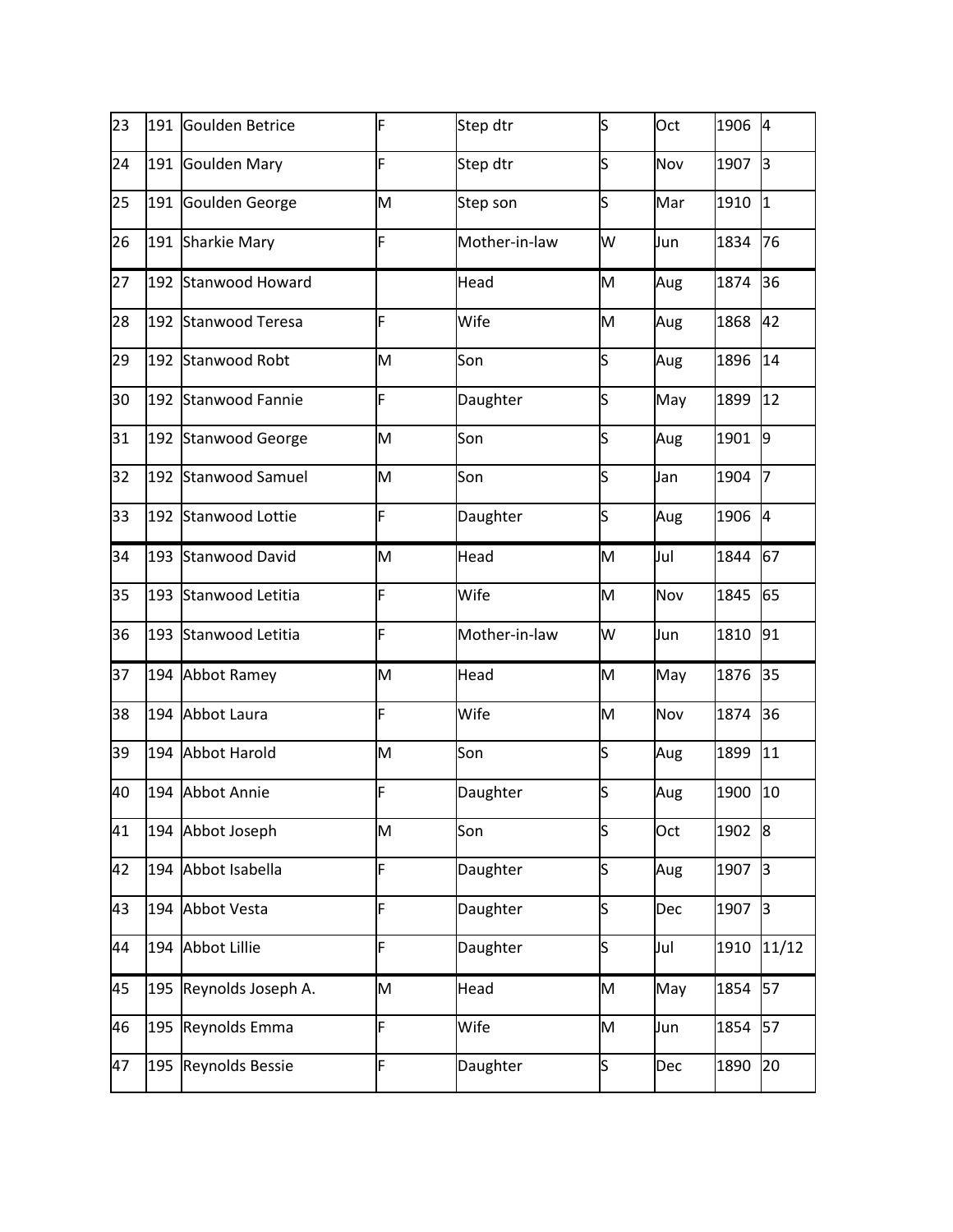| | | | | | | | | |
|---|---|---|---|---|---|---|---|---|
| 23 | 191 | Goulden Betrice | F | Step dtr | S | Oct | 1906 | 4 |
| 24 | 191 | Goulden Mary | F | Step dtr | S | Nov | 1907 | 3 |
| 25 | 191 | Goulden George | M | Step son | S | Mar | 1910 | 1 |
| 26 | 191 | Sharkie Mary | F | Mother-in-law | W | Jun | 1834 | 76 |
| 27 | 192 | Stanwood Howard | | Head | M | Aug | 1874 | 36 |
| 28 | 192 | Stanwood Teresa | F | Wife | M | Aug | 1868 | 42 |
| 29 | 192 | Stanwood Robt | M | Son | S | Aug | 1896 | 14 |
| 30 | 192 | Stanwood Fannie | F | Daughter | S | May | 1899 | 12 |
| 31 | 192 | Stanwood George | M | Son | S | Aug | 1901 | 9 |
| 32 | 192 | Stanwood Samuel | M | Son | S | Jan | 1904 | 7 |
| 33 | 192 | Stanwood Lottie | F | Daughter | S | Aug | 1906 | 4 |
| 34 | 193 | Stanwood David | M | Head | M | Jul | 1844 | 67 |
| 35 | 193 | Stanwood Letitia | F | Wife | M | Nov | 1845 | 65 |
| 36 | 193 | Stanwood Letitia | F | Mother-in-law | W | Jun | 1810 | 91 |
| 37 | 194 | Abbot Ramey | M | Head | M | May | 1876 | 35 |
| 38 | 194 | Abbot Laura | F | Wife | M | Nov | 1874 | 36 |
| 39 | 194 | Abbot Harold | M | Son | S | Aug | 1899 | 11 |
| 40 | 194 | Abbot Annie | F | Daughter | S | Aug | 1900 | 10 |
| 41 | 194 | Abbot Joseph | M | Son | S | Oct | 1902 | 8 |
| 42 | 194 | Abbot Isabella | F | Daughter | S | Aug | 1907 | 3 |
| 43 | 194 | Abbot Vesta | F | Daughter | S | Dec | 1907 | 3 |
| 44 | 194 | Abbot Lillie | F | Daughter | S | Jul | 1910 | 11/12 |
| 45 | 195 | Reynolds Joseph A. | M | Head | M | May | 1854 | 57 |
| 46 | 195 | Reynolds Emma | F | Wife | M | Jun | 1854 | 57 |
| 47 | 195 | Reynolds Bessie | F | Daughter | S | Dec | 1890 | 20 |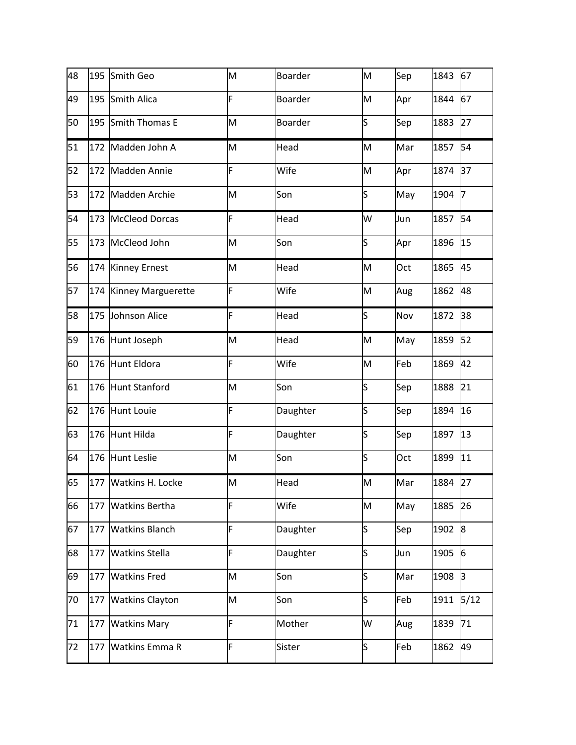| | | | | | | | | |
|---|---|---|---|---|---|---|---|---|
| 48 | 195 | Smith Geo | M | Boarder | M | Sep | 1843 | 67 |
| 49 | 195 | Smith Alica | F | Boarder | M | Apr | 1844 | 67 |
| 50 | 195 | Smith Thomas E | M | Boarder | S | Sep | 1883 | 27 |
| 51 | 172 | Madden John A | M | Head | M | Mar | 1857 | 54 |
| 52 | 172 | Madden Annie | F | Wife | M | Apr | 1874 | 37 |
| 53 | 172 | Madden Archie | M | Son | S | May | 1904 | 7 |
| 54 | 173 | McCleod Dorcas | F | Head | W | Jun | 1857 | 54 |
| 55 | 173 | McCleod John | M | Son | S | Apr | 1896 | 15 |
| 56 | 174 | Kinney Ernest | M | Head | M | Oct | 1865 | 45 |
| 57 | 174 | Kinney Marguerette | F | Wife | M | Aug | 1862 | 48 |
| 58 | 175 | Johnson Alice | F | Head | S | Nov | 1872 | 38 |
| 59 | 176 | Hunt Joseph | M | Head | M | May | 1859 | 52 |
| 60 | 176 | Hunt Eldora | F | Wife | M | Feb | 1869 | 42 |
| 61 | 176 | Hunt Stanford | M | Son | S | Sep | 1888 | 21 |
| 62 | 176 | Hunt Louie | F | Daughter | S | Sep | 1894 | 16 |
| 63 | 176 | Hunt Hilda | F | Daughter | S | Sep | 1897 | 13 |
| 64 | 176 | Hunt Leslie | M | Son | S | Oct | 1899 | 11 |
| 65 | 177 | Watkins H. Locke | M | Head | M | Mar | 1884 | 27 |
| 66 | 177 | Watkins Bertha | F | Wife | M | May | 1885 | 26 |
| 67 | 177 | Watkins Blanch | F | Daughter | S | Sep | 1902 | 8 |
| 68 | 177 | Watkins Stella | F | Daughter | S | Jun | 1905 | 6 |
| 69 | 177 | Watkins Fred | M | Son | S | Mar | 1908 | 3 |
| 70 | 177 | Watkins Clayton | M | Son | S | Feb | 1911 | 5/12 |
| 71 | 177 | Watkins Mary | F | Mother | W | Aug | 1839 | 71 |
| 72 | 177 | Watkins Emma R | F | Sister | S | Feb | 1862 | 49 |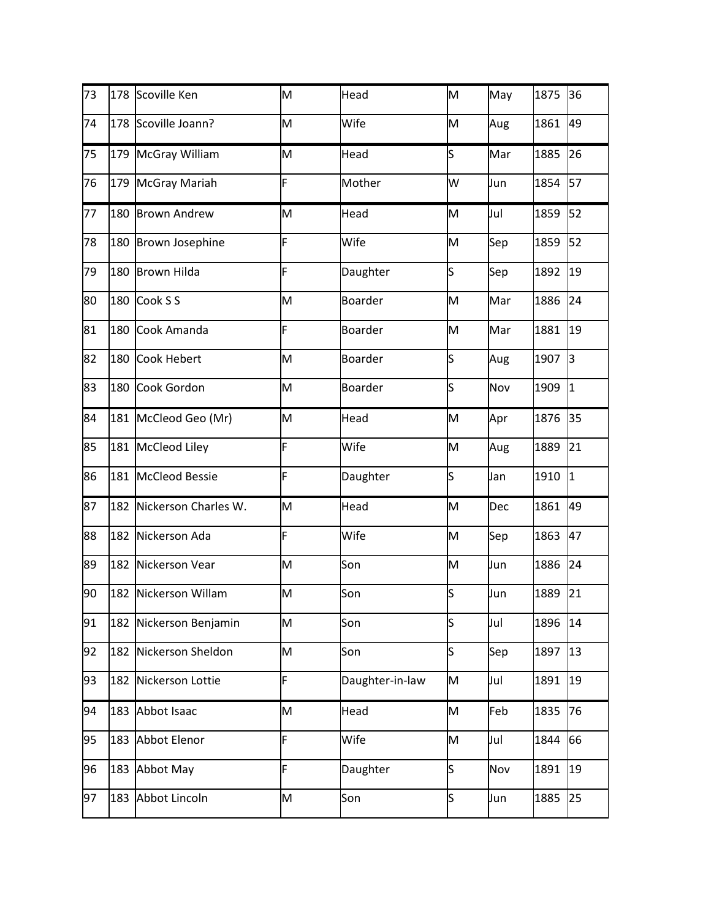| 73 | 178 | Scoville Ken | M | Head | M | May | 1875 | 36 |
|---|---|---|---|---|---|---|---|---|
| 74 | 178 | Scoville Joann? | M | Wife | M | Aug | 1861 | 49 |
| 75 | 179 | McGray William | M | Head | S | Mar | 1885 | 26 |
| 76 | 179 | McGray Mariah | F | Mother | W | Jun | 1854 | 57 |
| 77 | 180 | Brown Andrew | M | Head | M | Jul | 1859 | 52 |
| 78 | 180 | Brown Josephine | F | Wife | M | Sep | 1859 | 52 |
| 79 | 180 | Brown Hilda | F | Daughter | S | Sep | 1892 | 19 |
| 80 | 180 | Cook S S | M | Boarder | M | Mar | 1886 | 24 |
| 81 | 180 | Cook Amanda | F | Boarder | M | Mar | 1881 | 19 |
| 82 | 180 | Cook Hebert | M | Boarder | S | Aug | 1907 | 3 |
| 83 | 180 | Cook Gordon | M | Boarder | S | Nov | 1909 | 1 |
| 84 | 181 | McCleod Geo (Mr) | M | Head | M | Apr | 1876 | 35 |
| 85 | 181 | McCleod Liley | F | Wife | M | Aug | 1889 | 21 |
| 86 | 181 | McCleod Bessie | F | Daughter | S | Jan | 1910 | 1 |
| 87 | 182 | Nickerson Charles W. | M | Head | M | Dec | 1861 | 49 |
| 88 | 182 | Nickerson Ada | F | Wife | M | Sep | 1863 | 47 |
| 89 | 182 | Nickerson Vear | M | Son | M | Jun | 1886 | 24 |
| 90 | 182 | Nickerson Willam | M | Son | S | Jun | 1889 | 21 |
| 91 | 182 | Nickerson Benjamin | M | Son | S | Jul | 1896 | 14 |
| 92 | 182 | Nickerson Sheldon | M | Son | S | Sep | 1897 | 13 |
| 93 | 182 | Nickerson Lottie | F | Daughter-in-law | M | Jul | 1891 | 19 |
| 94 | 183 | Abbot Isaac | M | Head | M | Feb | 1835 | 76 |
| 95 | 183 | Abbot Elenor | F | Wife | M | Jul | 1844 | 66 |
| 96 | 183 | Abbot May | F | Daughter | S | Nov | 1891 | 19 |
| 97 | 183 | Abbot Lincoln | M | Son | S | Jun | 1885 | 25 |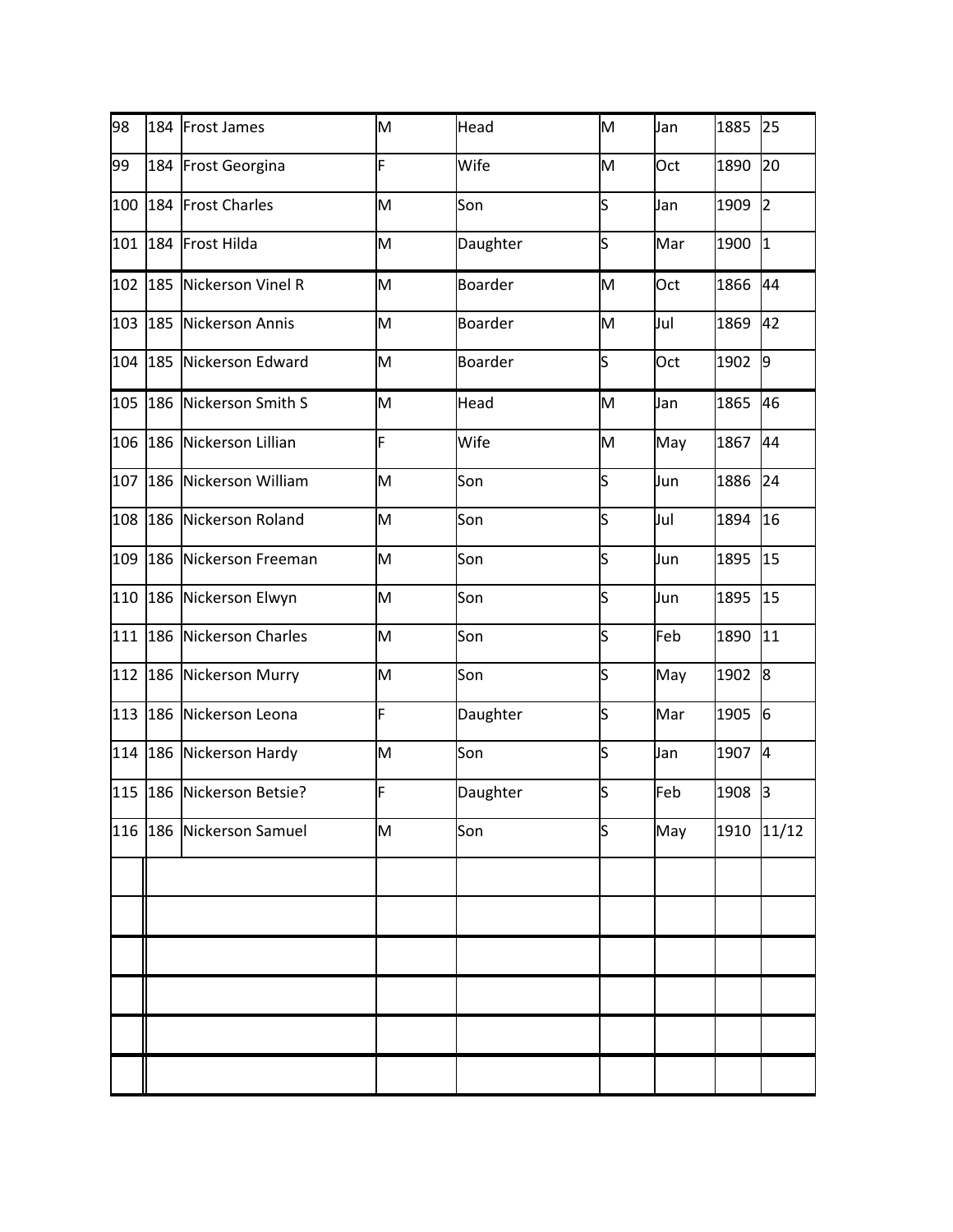| | | | | | | | | |
|---|---|---|---|---|---|---|---|---|
| 98 | 184 | Frost James | M | Head | M | Jan | 1885 | 25 |
| 99 | 184 | Frost Georgina | F | Wife | M | Oct | 1890 | 20 |
| 100 | 184 | Frost Charles | M | Son | S | Jan | 1909 | 2 |
| 101 | 184 | Frost Hilda | M | Daughter | S | Mar | 1900 | 1 |
| 102 | 185 | Nickerson Vinel R | M | Boarder | M | Oct | 1866 | 44 |
| 103 | 185 | Nickerson Annis | M | Boarder | M | Jul | 1869 | 42 |
| 104 | 185 | Nickerson Edward | M | Boarder | S | Oct | 1902 | 9 |
| 105 | 186 | Nickerson Smith S | M | Head | M | Jan | 1865 | 46 |
| 106 | 186 | Nickerson Lillian | F | Wife | M | May | 1867 | 44 |
| 107 | 186 | Nickerson William | M | Son | S | Jun | 1886 | 24 |
| 108 | 186 | Nickerson Roland | M | Son | S | Jul | 1894 | 16 |
| 109 | 186 | Nickerson Freeman | M | Son | S | Jun | 1895 | 15 |
| 110 | 186 | Nickerson Elwyn | M | Son | S | Jun | 1895 | 15 |
| 111 | 186 | Nickerson Charles | M | Son | S | Feb | 1890 | 11 |
| 112 | 186 | Nickerson Murry | M | Son | S | May | 1902 | 8 |
| 113 | 186 | Nickerson Leona | F | Daughter | S | Mar | 1905 | 6 |
| 114 | 186 | Nickerson Hardy | M | Son | S | Jan | 1907 | 4 |
| 115 | 186 | Nickerson Betsie? | F | Daughter | S | Feb | 1908 | 3 |
| 116 | 186 | Nickerson Samuel | M | Son | S | May | 1910 | 11/12 |
| | | | | | | | | |
| | | | | | | | | |
| | | | | | | | | |
| | | | | | | | | |
| | | | | | | | | |
| | | | | | | | | |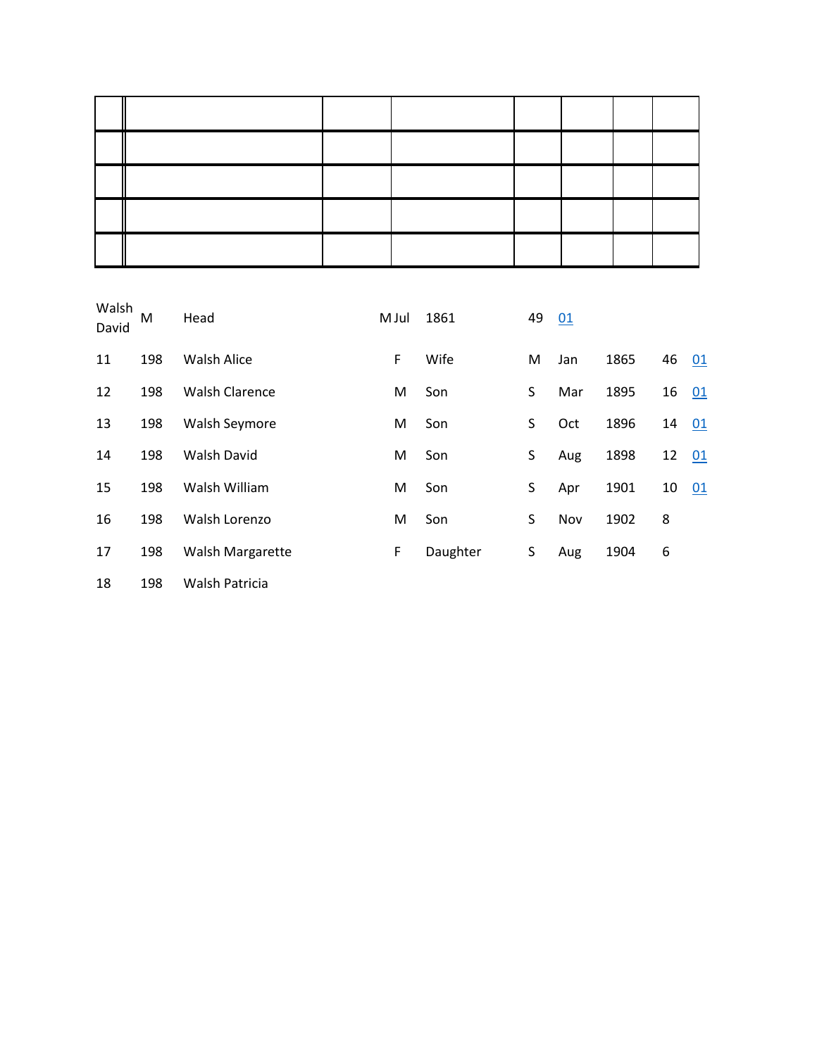| | | | | | | | |
|---|---|---|---|---|---|---|---|
| | | | | | | | |
| | | | | | | | |
| | | | | | | | |
| | | | | | | | |
| | | | | | | | |

| | | | | | | | | | |
|---|---|---|---|---|---|---|---|---|---|
| Walsh David | M | Head | | M Jul | 1861 | | 49 | 01 | |
| 11 | 198 | Walsh Alice | F | Wife | M | Jan | 1865 | 46 | 01 |
| 12 | 198 | Walsh Clarence | M | Son | S | Mar | 1895 | 16 | 01 |
| 13 | 198 | Walsh Seymore | M | Son | S | Oct | 1896 | 14 | 01 |
| 14 | 198 | Walsh David | M | Son | S | Aug | 1898 | 12 | 01 |
| 15 | 198 | Walsh William | M | Son | S | Apr | 1901 | 10 | 01 |
| 16 | 198 | Walsh Lorenzo | M | Son | S | Nov | 1902 | 8 | |
| 17 | 198 | Walsh Margarette | F | Daughter | S | Aug | 1904 | 6 | |
| 18 | 198 | Walsh Patricia | | | | | | | |